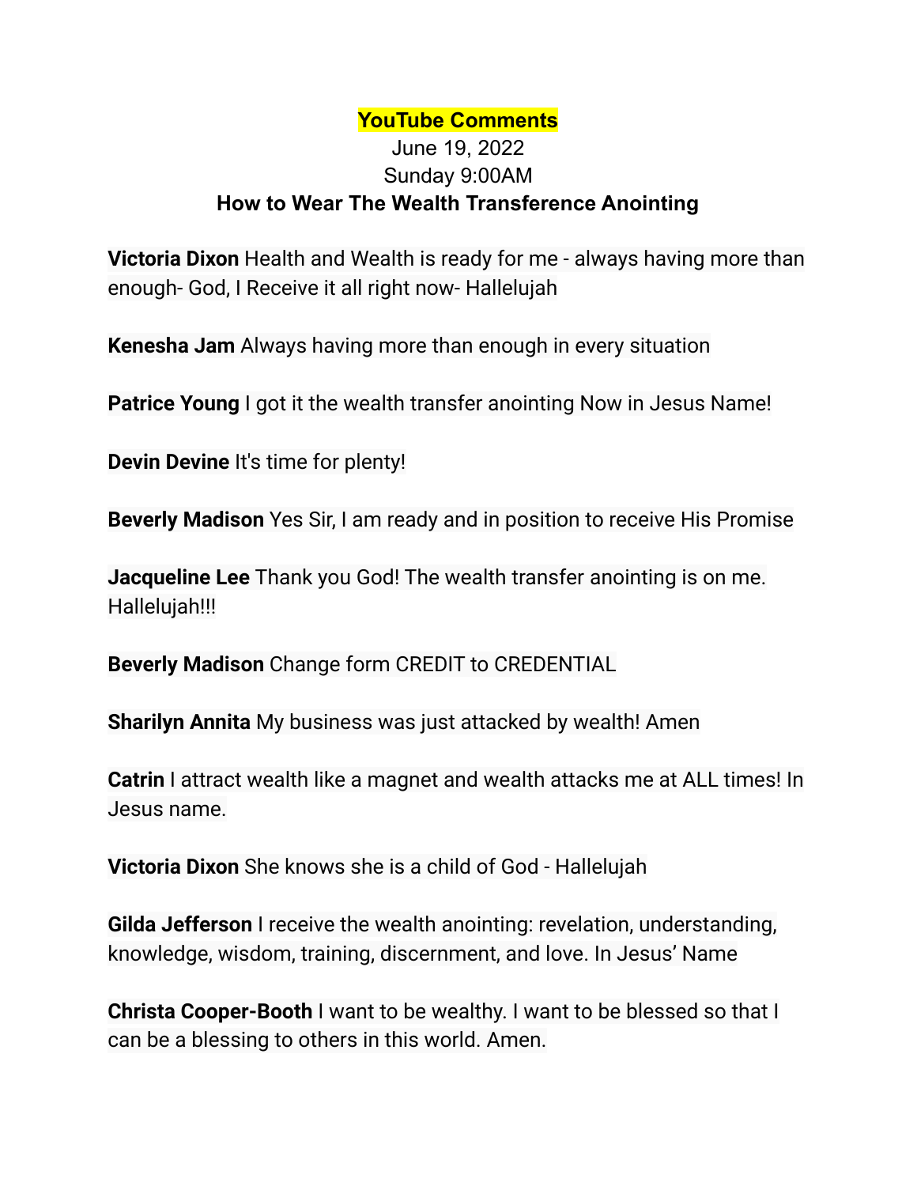**YouTube Comments**

June 19, 2022

Sunday 9:00AM

**How to Wear The Wealth Transference Anointing**

**Victoria Dixon** Health and Wealth is ready for me - always having more than enough- God, I Receive it all right now- Hallelujah

**Kenesha Jam** Always having more than enough in every situation

**Patrice Young** I got it the wealth transfer anointing Now in Jesus Name!

**Devin Devine** It's time for plenty!

**Beverly Madison** Yes Sir, I am ready and in position to receive His Promise

**Jacqueline Lee** Thank you God! The wealth transfer anointing is on me. Hallelujah!!!

**Beverly Madison** Change form CREDIT to CREDENTIAL

**Sharilyn Annita** My business was just attacked by wealth! Amen

**Catrin** I attract wealth like a magnet and wealth attacks me at ALL times! In Jesus name.

**Victoria Dixon** She knows she is a child of God - Hallelujah

**Gilda Jefferson** I receive the wealth anointing: revelation, understanding, knowledge, wisdom, training, discernment, and love. In Jesus' Name

**Christa Cooper-Booth** I want to be wealthy. I want to be blessed so that I can be a blessing to others in this world. Amen.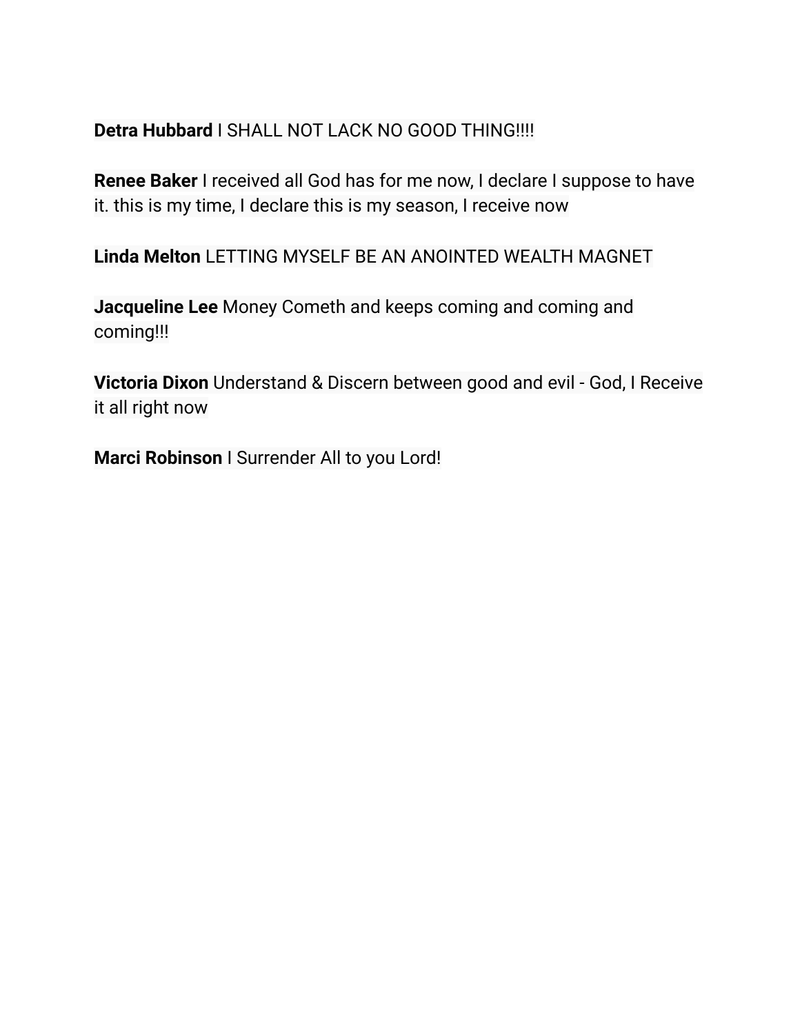**Detra Hubbard** I SHALL NOT LACK NO GOOD THING!!!!

**Renee Baker** I received all God has for me now, I declare I suppose to have it. this is my time, I declare this is my season, I receive now

**Linda Melton** LETTING MYSELF BE AN ANOINTED WEALTH MAGNET

**Jacqueline Lee** Money Cometh and keeps coming and coming and coming!!!

**Victoria Dixon** Understand & Discern between good and evil - God, I Receive it all right now

**Marci Robinson** I Surrender All to you Lord!